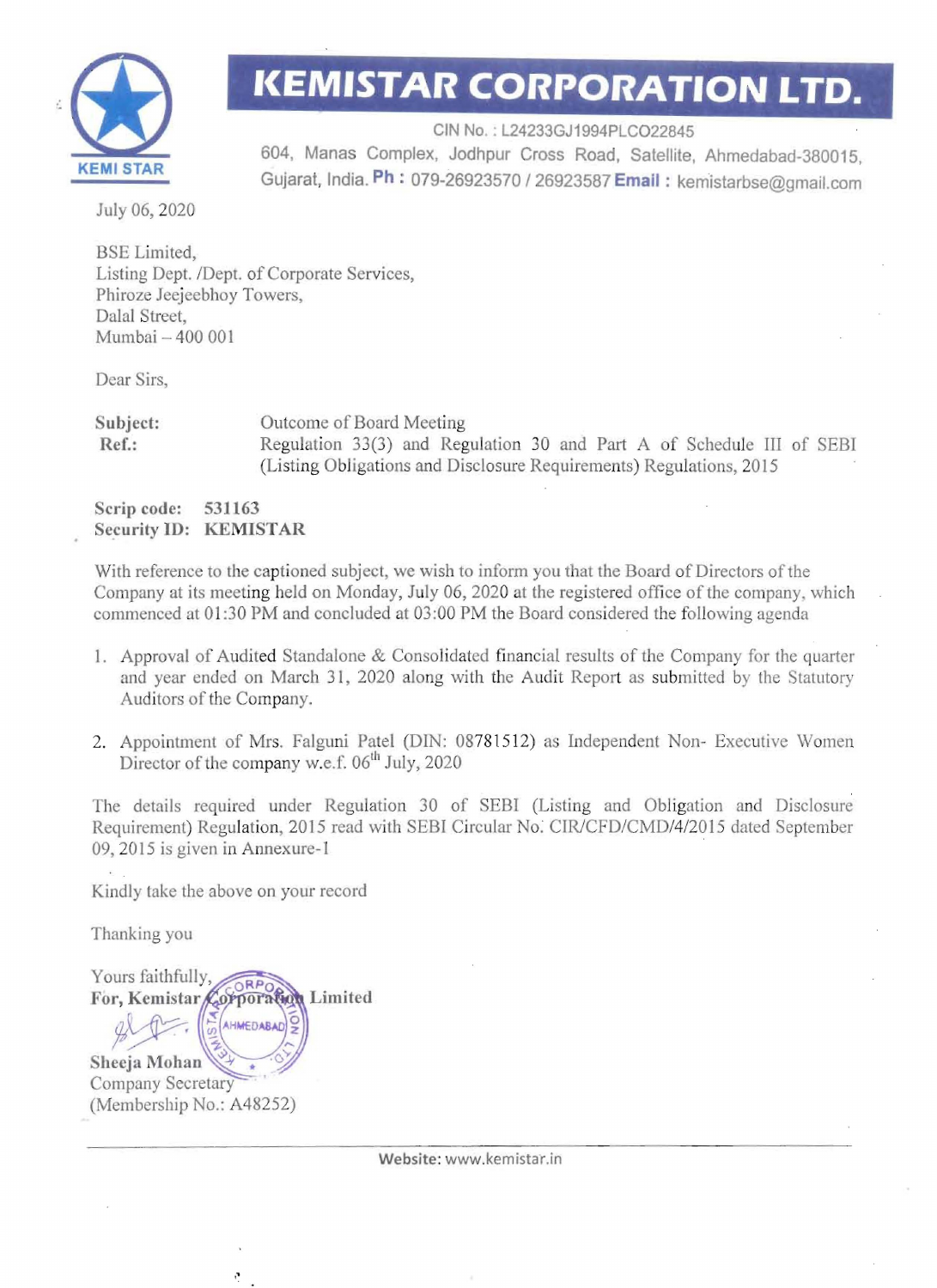# KEMISTAR CORPORATION LTD.

KEMI STAR

CIN No. : L24233GJ1994PLCO22845
604, Manas Complex, Jodhpur Cross Road, Satellite, Ahmedabad-380015, Gujarat, India. **Ph :** 079-26923570 / 26923587 **Email :** kemistarbse@gmail.com

July 06, 2020

BSE Limited,
Listing Dept. /Dept. of Corporate Services,
Phiroze Jeejeebhoy Towers,
Dalal Street,
Mumbai – 400 001

Dear Sirs,

**Subject:** Outcome of Board Meeting
**Ref.:** Regulation 33(3) and Regulation 30 and Part A of Schedule III of SEBI (Listing Obligations and Disclosure Requirements) Regulations, 2015

**Scrip code: 531163**
**Security ID: KEMISTAR**

With reference to the captioned subject, we wish to inform you that the Board of Directors of the Company at its meeting held on Monday, July 06, 2020 at the registered office of the company, which commenced at 01:30 PM and concluded at 03:00 PM the Board considered the following agenda

1. Approval of Audited Standalone & Consolidated financial results of the Company for the quarter and year ended on March 31, 2020 along with the Audit Report as submitted by the Statutory Auditors of the Company.

2. Appointment of Mrs. Falguni Patel (DIN: 08781512) as Independent Non- Executive Women Director of the company w.e.f. 06th July, 2020

The details required under Regulation 30 of SEBI (Listing and Obligation and Disclosure Requirement) Regulation, 2015 read with SEBI Circular No. CIR/CFD/CMD/4/2015 dated September 09, 2015 is given in Annexure-I

Kindly take the above on your record

Thanking you

Yours faithfully,
**For, Kemistar Corporation Limited**

**Sheeja Mohan**
Company Secretary
(Membership No.: A48252)

**Website:** www.kemistar.in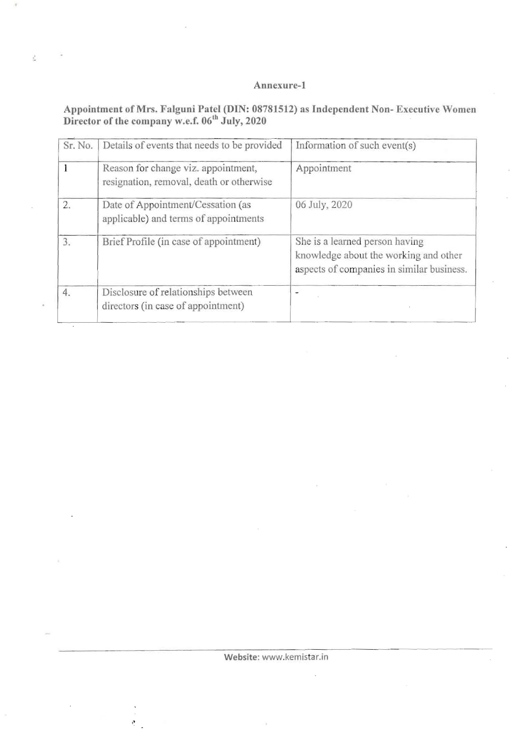## Annexure-1

**Appointment of Mrs. Falguni Patel (DIN: 08781512) as Independent Non- Executive Women Director of the company w.e.f. 06th July, 2020**

| Sr. No. | Details of events that needs to be provided | Information of such event(s) |
|---|---|---|
| 1 | Reason for change viz. appointment, resignation, removal, death or otherwise | Appointment |
| 2. | Date of Appointment/Cessation (as applicable) and terms of appointments | 06 July, 2020 |
| 3. | Brief Profile (in case of appointment) | She is a learned person having knowledge about the working and other aspects of companies in similar business. |
| 4. | Disclosure of relationships between directors (in case of appointment) | - |

**Website:** www.kemistar.in